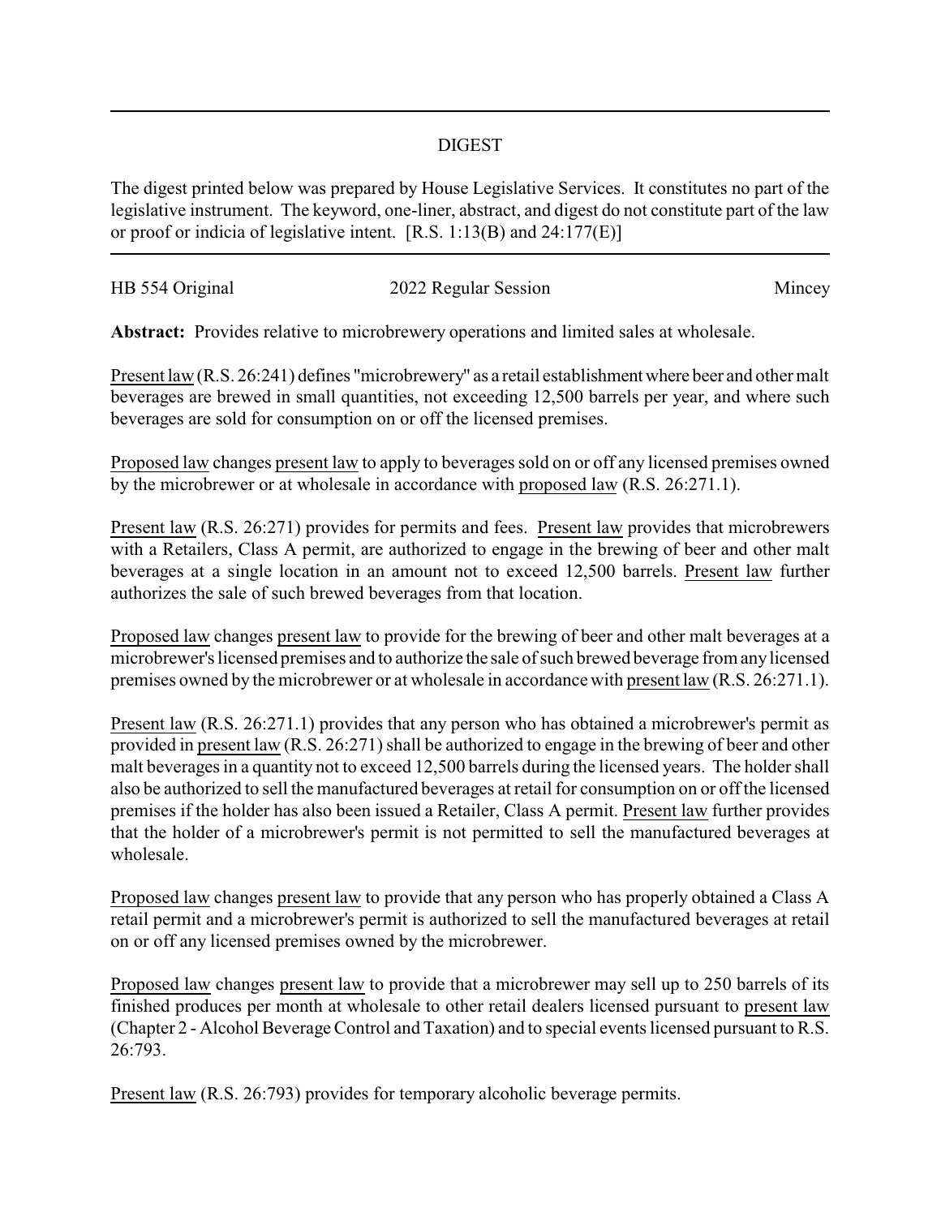# DIGEST

The digest printed below was prepared by House Legislative Services. It constitutes no part of the legislative instrument. The keyword, one-liner, abstract, and digest do not constitute part of the law or proof or indicia of legislative intent. [R.S. 1:13(B) and 24:177(E)]

HB 554 Original 2022 Regular Session Mincey

**Abstract:** Provides relative to microbrewery operations and limited sales at wholesale.

Present law (R.S. 26:241) defines "microbrewery" as a retail establishment where beer and other malt beverages are brewed in small quantities, not exceeding 12,500 barrels per year, and where such beverages are sold for consumption on or off the licensed premises.

Proposed law changes present law to apply to beverages sold on or off any licensed premises owned by the microbrewer or at wholesale in accordance with proposed law (R.S. 26:271.1).

Present law (R.S. 26:271) provides for permits and fees. Present law provides that microbrewers with a Retailers, Class A permit, are authorized to engage in the brewing of beer and other malt beverages at a single location in an amount not to exceed 12,500 barrels. Present law further authorizes the sale of such brewed beverages from that location.

Proposed law changes present law to provide for the brewing of beer and other malt beverages at a microbrewer's licensed premises and to authorize the sale of such brewed beverage from any licensed premises owned by the microbrewer or at wholesale in accordance with present law (R.S. 26:271.1).

Present law (R.S. 26:271.1) provides that any person who has obtained a microbrewer's permit as provided in present law (R.S. 26:271) shall be authorized to engage in the brewing of beer and other malt beverages in a quantity not to exceed 12,500 barrels during the licensed years. The holder shall also be authorized to sell the manufactured beverages at retail for consumption on or off the licensed premises if the holder has also been issued a Retailer, Class A permit. Present law further provides that the holder of a microbrewer's permit is not permitted to sell the manufactured beverages at wholesale.

Proposed law changes present law to provide that any person who has properly obtained a Class A retail permit and a microbrewer's permit is authorized to sell the manufactured beverages at retail on or off any licensed premises owned by the microbrewer.

Proposed law changes present law to provide that a microbrewer may sell up to 250 barrels of its finished produces per month at wholesale to other retail dealers licensed pursuant to present law (Chapter 2 - Alcohol Beverage Control and Taxation) and to special events licensed pursuant to R.S. 26:793.

Present law (R.S. 26:793) provides for temporary alcoholic beverage permits.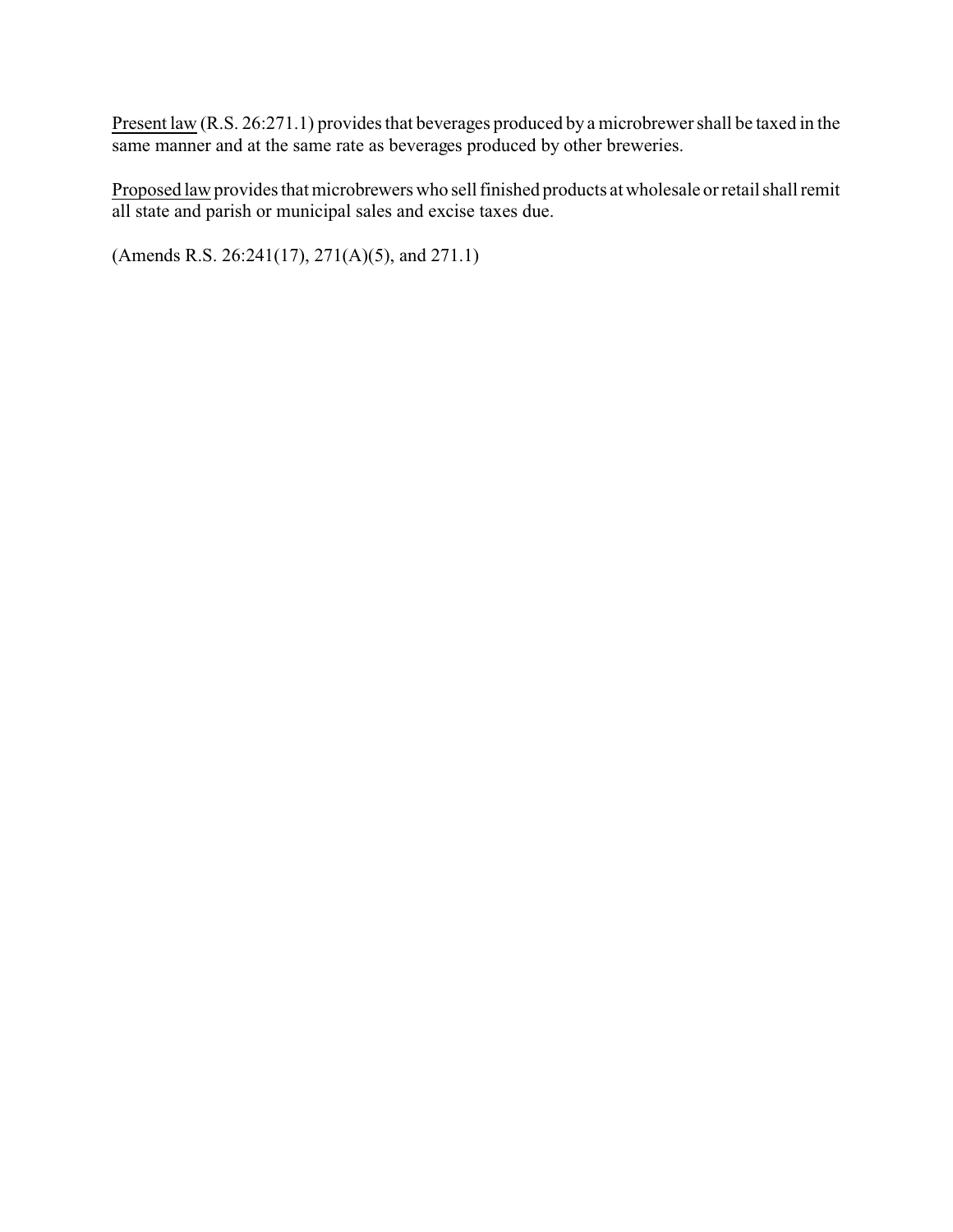Present law (R.S. 26:271.1) provides that beverages produced by a microbrewer shall be taxed in the same manner and at the same rate as beverages produced by other breweries.

Proposed law provides that microbrewers who sell finished products at wholesale or retail shall remit all state and parish or municipal sales and excise taxes due.

(Amends R.S. 26:241(17), 271(A)(5), and 271.1)